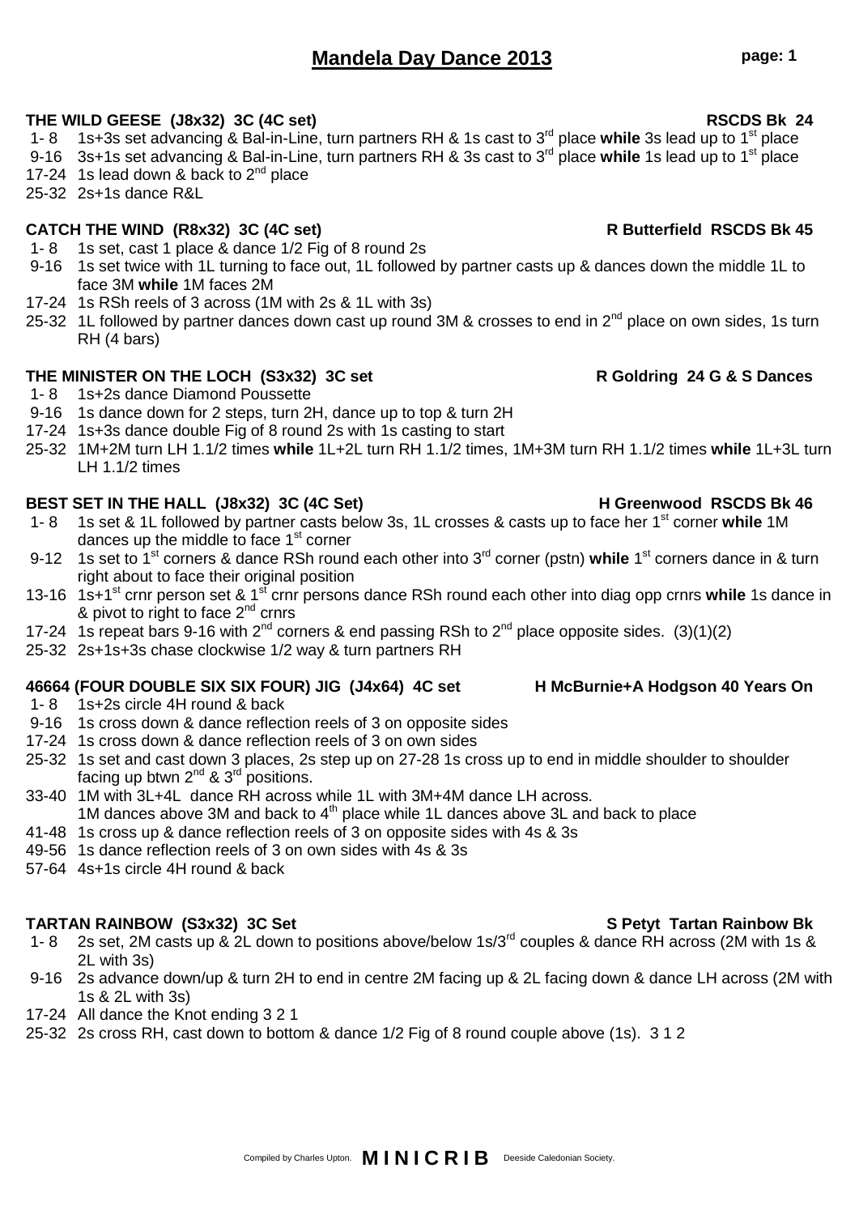# Mandela Day Dance 2013

**THE WILD GEESE (J8x32) 3C (4C set)** **RSCDS Bk 24**

- 1- 8 1s+3s set advancing & Bal-in-Line, turn partners RH & 1s cast to 3rd place **while** 3s lead up to 1st place
- 9-16 3s+1s set advancing & Bal-in-Line, turn partners RH & 3s cast to 3rd place **while** 1s lead up to 1st place
- 17-24 1s lead down & back to 2nd place
- 25-32 2s+1s dance R&L

**CATCH THE WIND (R8x32) 3C (4C set)** **R Butterfield RSCDS Bk 45**

- 1- 8 1s set, cast 1 place & dance 1/2 Fig of 8 round 2s
- 9-16 1s set twice with 1L turning to face out, 1L followed by partner casts up & dances down the middle 1L to face 3M **while** 1M faces 2M
- 17-24 1s RSh reels of 3 across (1M with 2s & 1L with 3s)
- 25-32 1L followed by partner dances down cast up round 3M & crosses to end in 2nd place on own sides, 1s turn RH (4 bars)

**THE MINISTER ON THE LOCH (S3x32) 3C set** **R Goldring 24 G & S Dances**

- 1- 8 1s+2s dance Diamond Poussette
- 9-16 1s dance down for 2 steps, turn 2H, dance up to top & turn 2H
- 17-24 1s+3s dance double Fig of 8 round 2s with 1s casting to start
- 25-32 1M+2M turn LH 1.1/2 times **while** 1L+2L turn RH 1.1/2 times, 1M+3M turn RH 1.1/2 times **while** 1L+3L turn LH 1.1/2 times

**BEST SET IN THE HALL (J8x32) 3C (4C Set)** **H Greenwood RSCDS Bk 46**

- 1- 8 1s set & 1L followed by partner casts below 3s, 1L crosses & casts up to face her 1st corner **while** 1M dances up the middle to face 1st corner
- 9-12 1s set to 1st corners & dance RSh round each other into 3rd corner (pstn) **while** 1st corners dance in & turn right about to face their original position
- 13-16 1s+1st crnr person set & 1st crnr persons dance RSh round each other into diag opp crnrs **while** 1s dance in & pivot to right to face 2nd crnrs
- 17-24 1s repeat bars 9-16 with 2nd corners & end passing RSh to 2nd place opposite sides. (3)(1)(2)
- 25-32 2s+1s+3s chase clockwise 1/2 way & turn partners RH

**46664 (FOUR DOUBLE SIX SIX FOUR) JIG (J4x64) 4C set** **H McBurnie+A Hodgson 40 Years On**

- 1- 8 1s+2s circle 4H round & back
- 9-16 1s cross down & dance reflection reels of 3 on opposite sides
- 17-24 1s cross down & dance reflection reels of 3 on own sides
- 25-32 1s set and cast down 3 places, 2s step up on 27-28 1s cross up to end in middle shoulder to shoulder facing up btwn 2nd & 3rd positions.
- 33-40 1M with 3L+4L dance RH across while 1L with 3M+4M dance LH across.
  1M dances above 3M and back to 4th place while 1L dances above 3L and back to place
- 41-48 1s cross up & dance reflection reels of 3 on opposite sides with 4s & 3s
- 49-56 1s dance reflection reels of 3 on own sides with 4s & 3s
- 57-64 4s+1s circle 4H round & back

**TARTAN RAINBOW (S3x32) 3C Set** **S Petyt Tartan Rainbow Bk**

- 1- 8 2s set, 2M casts up & 2L down to positions above/below 1s/3rd couples & dance RH across (2M with 1s & 2L with 3s)
- 9-16 2s advance down/up & turn 2H to end in centre 2M facing up & 2L facing down & dance LH across (2M with 1s & 2L with 3s)
- 17-24 All dance the Knot ending 3 2 1
- 25-32 2s cross RH, cast down to bottom & dance 1/2 Fig of 8 round couple above (1s). 3 1 2

Compiled by Charles Upton. **MINICRIB** Deeside Caledonian Society.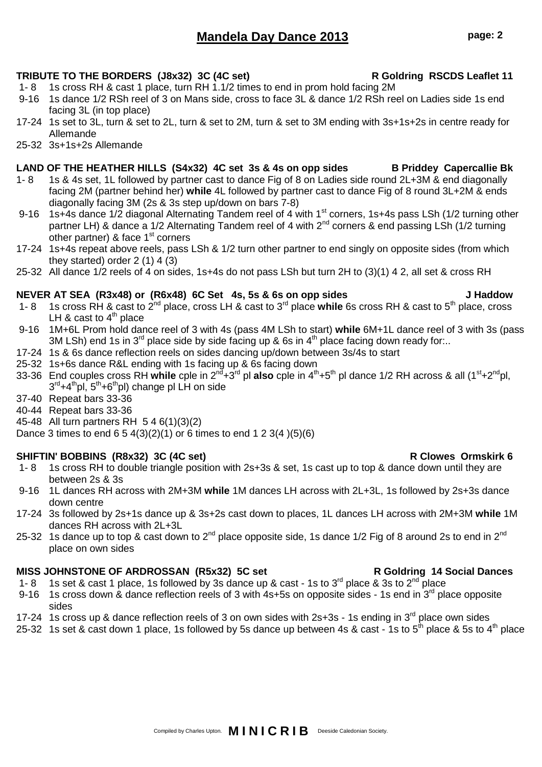# Mandela Day Dance 2013

**TRIBUTE TO THE BORDERS (J8x32) 3C (4C set)** **R Goldring RSCDS Leaflet 11**

1- 8 1s cross RH & cast 1 place, turn RH 1.1/2 times to end in prom hold facing 2M

9-16 1s dance 1/2 RSh reel of 3 on Mans side, cross to face 3L & dance 1/2 RSh reel on Ladies side 1s end facing 3L (in top place)

17-24 1s set to 3L, turn & set to 2L, turn & set to 2M, turn & set to 3M ending with 3s+1s+2s in centre ready for Allemande

25-32 3s+1s+2s Allemande

**LAND OF THE HEATHER HILLS (S4x32) 4C set 3s & 4s on opp sides** **B Priddey Capercallie Bk**

1- 8 1s & 4s set, 1L followed by partner cast to dance Fig of 8 on Ladies side round 2L+3M & end diagonally facing 2M (partner behind her) **while** 4L followed by partner cast to dance Fig of 8 round 3L+2M & ends diagonally facing 3M (2s & 3s step up/down on bars 7-8)

9-16 1s+4s dance 1/2 diagonal Alternating Tandem reel of 4 with 1st corners, 1s+4s pass LSh (1/2 turning other partner LH) & dance a 1/2 Alternating Tandem reel of 4 with 2nd corners & end passing LSh (1/2 turning other partner) & face 1st corners

17-24 1s+4s repeat above reels, pass LSh & 1/2 turn other partner to end singly on opposite sides (from which they started) order 2 (1) 4 (3)

25-32 All dance 1/2 reels of 4 on sides, 1s+4s do not pass LSh but turn 2H to (3)(1) 4 2, all set & cross RH

**NEVER AT SEA (R3x48) or (R6x48) 6C Set 4s, 5s & 6s on opp sides** **J Haddow**

1- 8 1s cross RH & cast to 2nd place, cross LH & cast to 3rd place **while** 6s cross RH & cast to 5th place, cross LH & cast to 4th place

9-16 1M+6L Prom hold dance reel of 3 with 4s (pass 4M LSh to start) **while** 6M+1L dance reel of 3 with 3s (pass 3M LSh) end 1s in 3rd place side by side facing up & 6s in 4th place facing down ready for:..

17-24 1s & 6s dance reflection reels on sides dancing up/down between 3s/4s to start

25-32 1s+6s dance R&L ending with 1s facing up & 6s facing down

33-36 End couples cross RH **while** cple in 2nd+3rd pl **also** cple in 4th+5th pl dance 1/2 RH across & all (1st+2ndpl, 3rd+4thpl, 5th+6thpl) change pl LH on side

37-40 Repeat bars 33-36

40-44 Repeat bars 33-36

45-48 All turn partners RH 5 4 6(1)(3)(2)

Dance 3 times to end 6 5 4(3)(2)(1) or 6 times to end 1 2 3(4 )(5)(6)

**SHIFTIN' BOBBINS (R8x32) 3C (4C set)** **R Clowes Ormskirk 6**

1- 8 1s cross RH to double triangle position with 2s+3s & set, 1s cast up to top & dance down until they are between 2s & 3s

9-16 1L dances RH across with 2M+3M **while** 1M dances LH across with 2L+3L, 1s followed by 2s+3s dance down centre

17-24 3s followed by 2s+1s dance up & 3s+2s cast down to places, 1L dances LH across with 2M+3M **while** 1M dances RH across with 2L+3L

25-32 1s dance up to top & cast down to 2nd place opposite side, 1s dance 1/2 Fig of 8 around 2s to end in 2nd place on own sides

**MISS JOHNSTONE OF ARDROSSAN (R5x32) 5C set** **R Goldring 14 Social Dances**

1- 8 1s set & cast 1 place, 1s followed by 3s dance up & cast - 1s to 3rd place & 3s to 2nd place

9-16 1s cross down & dance reflection reels of 3 with 4s+5s on opposite sides - 1s end in 3rd place opposite sides

17-24 1s cross up & dance reflection reels of 3 on own sides with 2s+3s - 1s ending in 3rd place own sides

25-32 1s set & cast down 1 place, 1s followed by 5s dance up between 4s & cast - 1s to 5th place & 5s to 4th place

Compiled by Charles Upton. **MINICRIB** Deeside Caledonian Society.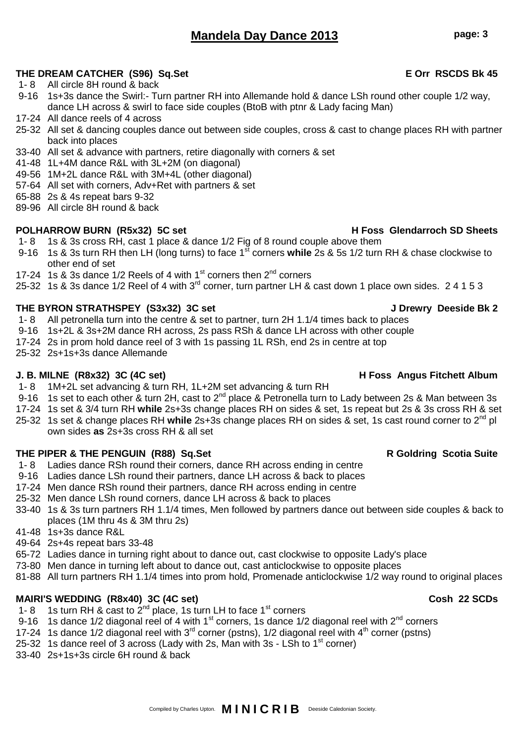# Mandela Day Dance 2013

**THE DREAM CATCHER (S96) Sq.Set** **E Orr RSCDS Bk 45**

- 1- 8 All circle 8H round & back
- 9-16 1s+3s dance the Swirl:- Turn partner RH into Allemande hold & dance LSh round other couple 1/2 way, dance LH across & swirl to face side couples (BtoB with ptnr & Lady facing Man)
- 17-24 All dance reels of 4 across
- 25-32 All set & dancing couples dance out between side couples, cross & cast to change places RH with partner back into places
- 33-40 All set & advance with partners, retire diagonally with corners & set
- 41-48 1L+4M dance R&L with 3L+2M (on diagonal)
- 49-56 1M+2L dance R&L with 3M+4L (other diagonal)
- 57-64 All set with corners, Adv+Ret with partners & set
- 65-88 2s & 4s repeat bars 9-32
- 89-96 All circle 8H round & back

**POLHARROW BURN (R5x32) 5C set** **H Foss Glendarroch SD Sheets**

- 1- 8 1s & 3s cross RH, cast 1 place & dance 1/2 Fig of 8 round couple above them
- 9-16 1s & 3s turn RH then LH (long turns) to face 1st corners **while** 2s & 5s 1/2 turn RH & chase clockwise to other end of set
- 17-24 1s & 3s dance 1/2 Reels of 4 with 1st corners then 2nd corners
- 25-32 1s & 3s dance 1/2 Reel of 4 with 3rd corner, turn partner LH & cast down 1 place own sides. 2 4 1 5 3

**THE BYRON STRATHSPEY (S3x32) 3C set** **J Drewry Deeside Bk 2**

- 1- 8 All petronella turn into the centre & set to partner, turn 2H 1.1/4 times back to places
- 9-16 1s+2L & 3s+2M dance RH across, 2s pass RSh & dance LH across with other couple
- 17-24 2s in prom hold dance reel of 3 with 1s passing 1L RSh, end 2s in centre at top
- 25-32 2s+1s+3s dance Allemande

**J. B. MILNE (R8x32) 3C (4C set)** **H Foss Angus Fitchett Album**

- 1- 8 1M+2L set advancing & turn RH, 1L+2M set advancing & turn RH
- 9-16 1s set to each other & turn 2H, cast to 2nd place & Petronella turn to Lady between 2s & Man between 3s
- 17-24 1s set & 3/4 turn RH **while** 2s+3s change places RH on sides & set, 1s repeat but 2s & 3s cross RH & set
- 25-32 1s set & change places RH **while** 2s+3s change places RH on sides & set, 1s cast round corner to 2nd pl own sides **as** 2s+3s cross RH & all set

**THE PIPER & THE PENGUIN (R88) Sq.Set** **R Goldring Scotia Suite**

- 1- 8 Ladies dance RSh round their corners, dance RH across ending in centre
- 9-16 Ladies dance LSh round their partners, dance LH across & back to places
- 17-24 Men dance RSh round their partners, dance RH across ending in centre
- 25-32 Men dance LSh round corners, dance LH across & back to places
- 33-40 1s & 3s turn partners RH 1.1/4 times, Men followed by partners dance out between side couples & back to places (1M thru 4s & 3M thru 2s)
- 41-48 1s+3s dance R&L
- 49-64 2s+4s repeat bars 33-48
- 65-72 Ladies dance in turning right about to dance out, cast clockwise to opposite Lady's place
- 73-80 Men dance in turning left about to dance out, cast anticlockwise to opposite places
- 81-88 All turn partners RH 1.1/4 times into prom hold, Promenade anticlockwise 1/2 way round to original places

**MAIRI'S WEDDING (R8x40) 3C (4C set)** **Cosh 22 SCDs**

- 1- 8 1s turn RH & cast to 2nd place, 1s turn LH to face 1st corners
- 9-16 1s dance 1/2 diagonal reel of 4 with 1st corners, 1s dance 1/2 diagonal reel with 2nd corners
- 17-24 1s dance 1/2 diagonal reel with 3rd corner (pstns), 1/2 diagonal reel with 4th corner (pstns)
- 25-32 1s dance reel of 3 across (Lady with 2s, Man with 3s - LSh to 1st corner)
- 33-40 2s+1s+3s circle 6H round & back